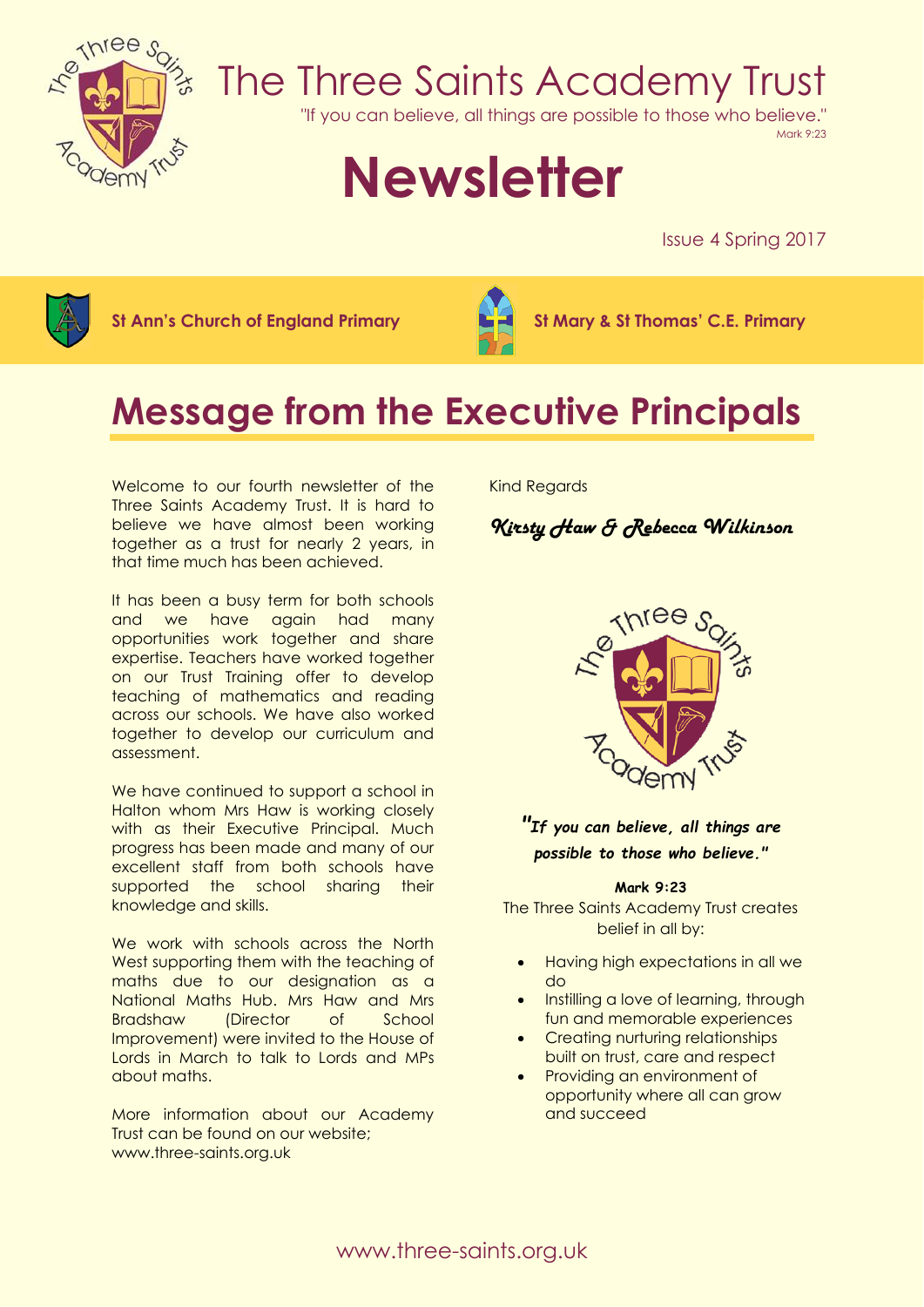# The Three Saints Academy Trust

"If you can believe, all things are possible to those who believe."
Mark 9:23

# Newsletter

Issue 4 Spring 2017

**St Ann's Church of England Primary** **St Mary & St Thomas' C.E. Primary**

## Message from the Executive Principals

Welcome to our fourth newsletter of the Three Saints Academy Trust. It is hard to believe we have almost been working together as a trust for nearly 2 years, in that time much has been achieved.

It has been a busy term for both schools and we have again had many opportunities work together and share expertise. Teachers have worked together on our Trust Training offer to develop teaching of mathematics and reading across our schools. We have also worked together to develop our curriculum and assessment.

We have continued to support a school in Halton whom Mrs Haw is working closely with as their Executive Principal. Much progress has been made and many of our excellent staff from both schools have supported the school sharing their knowledge and skills.

We work with schools across the North West supporting them with the teaching of maths due to our designation as a National Maths Hub. Mrs Haw and Mrs Bradshaw (Director of School Improvement) were invited to the House of Lords in March to talk to Lords and MPs about maths.

More information about our Academy Trust can be found on our website; www.three-saints.org.uk

Kind Regards

*Kirsty Haw & Rebecca Wilkinson*

***"If you can believe, all things are possible to those who believe."***

**Mark 9:23**

The Three Saints Academy Trust creates belief in all by:

- Having high expectations in all we do
- Instilling a love of learning, through fun and memorable experiences
- Creating nurturing relationships built on trust, care and respect
- Providing an environment of opportunity where all can grow and succeed

www.three-saints.org.uk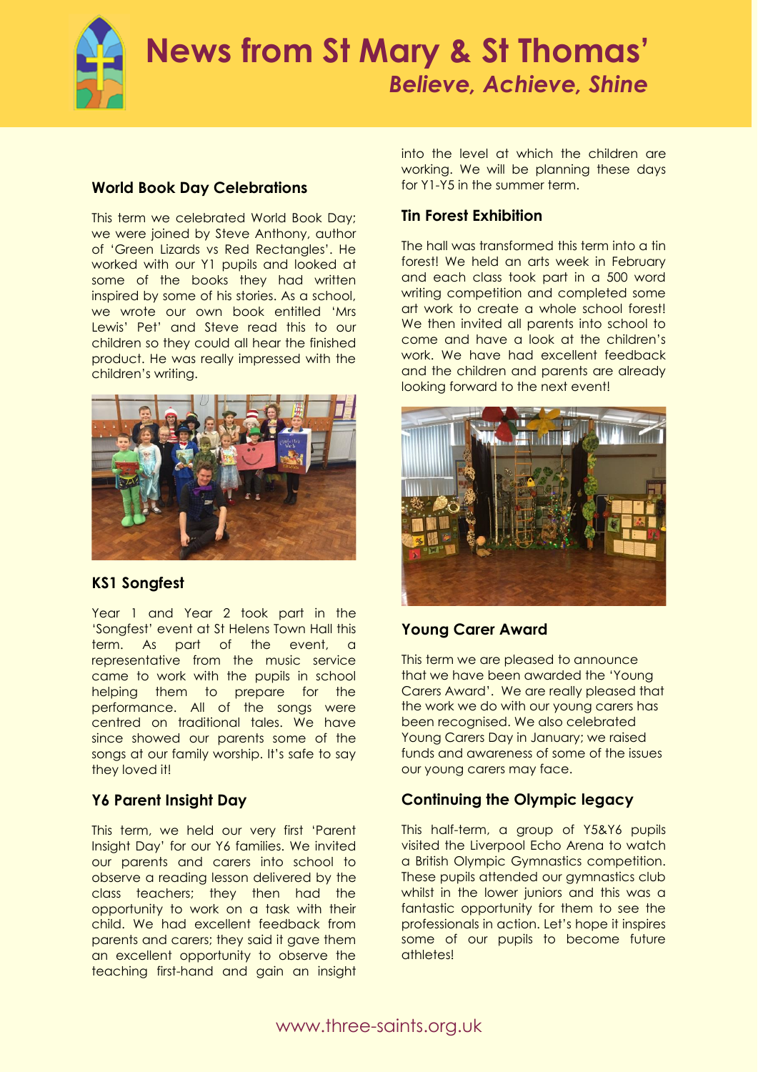# News from St Mary & St Thomas'

*Believe, Achieve, Shine*

## World Book Day Celebrations

This term we celebrated World Book Day; we were joined by Steve Anthony, author of 'Green Lizards vs Red Rectangles'. He worked with our Y1 pupils and looked at some of the books they had written inspired by some of his stories. As a school, we wrote our own book entitled 'Mrs Lewis' Pet' and Steve read this to our children so they could all hear the finished product. He was really impressed with the children's writing.

## KS1 Songfest

Year 1 and Year 2 took part in the 'Songfest' event at St Helens Town Hall this term. As part of the event, a representative from the music service came to work with the pupils in school helping them to prepare for the performance. All of the songs were centred on traditional tales. We have since showed our parents some of the songs at our family worship. It's safe to say they loved it!

## Y6 Parent Insight Day

This term, we held our very first 'Parent Insight Day' for our Y6 families. We invited our parents and carers into school to observe a reading lesson delivered by the class teachers; they then had the opportunity to work on a task with their child. We had excellent feedback from parents and carers; they said it gave them an excellent opportunity to observe the teaching first-hand and gain an insight into the level at which the children are working. We will be planning these days for Y1-Y5 in the summer term.

## Tin Forest Exhibition

The hall was transformed this term into a tin forest! We held an arts week in February and each class took part in a 500 word writing competition and completed some art work to create a whole school forest! We then invited all parents into school to come and have a look at the children's work. We have had excellent feedback and the children and parents are already looking forward to the next event!

## Young Carer Award

This term we are pleased to announce that we have been awarded the 'Young Carers Award'. We are really pleased that the work we do with our young carers has been recognised. We also celebrated Young Carers Day in January; we raised funds and awareness of some of the issues our young carers may face.

## Continuing the Olympic legacy

This half-term, a group of Y5&Y6 pupils visited the Liverpool Echo Arena to watch a British Olympic Gymnastics competition. These pupils attended our gymnastics club whilst in the lower juniors and this was a fantastic opportunity for them to see the professionals in action. Let's hope it inspires some of our pupils to become future athletes!

www.three-saints.org.uk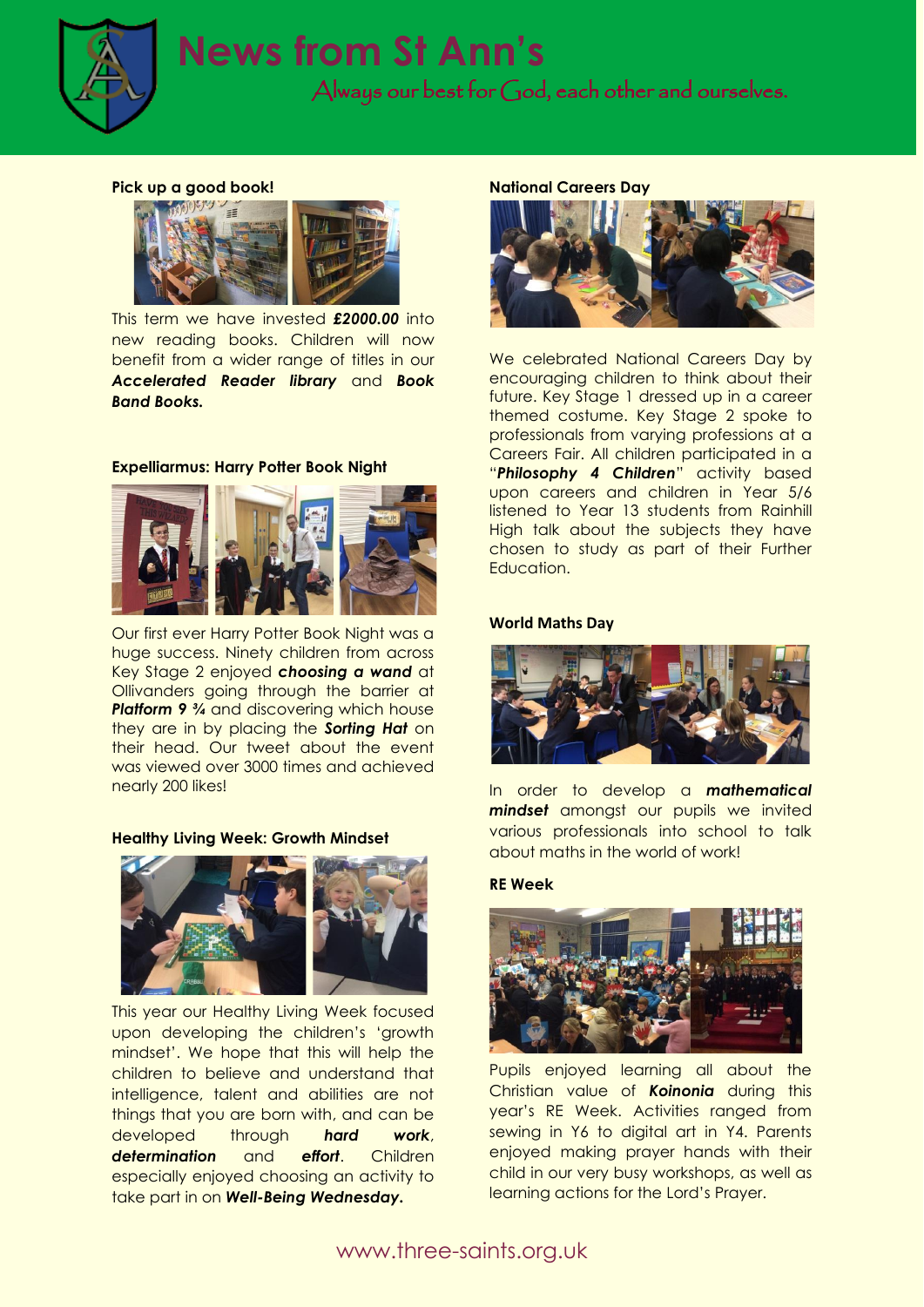# News from St Ann's

Always our best for God, each other and ourselves.

### Pick up a good book!

This term we have invested ***£2000.00*** into new reading books. Children will now benefit from a wider range of titles in our ***Accelerated Reader library*** and ***Book Band Books.***

### Expelliarmus: Harry Potter Book Night

Our first ever Harry Potter Book Night was a huge success. Ninety children from across Key Stage 2 enjoyed ***choosing a wand*** at Ollivanders going through the barrier at ***Platform 9 ¾*** and discovering which house they are in by placing the ***Sorting Hat*** on their head. Our tweet about the event was viewed over 3000 times and achieved nearly 200 likes!

### Healthy Living Week: Growth Mindset

This year our Healthy Living Week focused upon developing the children's 'growth mindset'. We hope that this will help the children to believe and understand that intelligence, talent and abilities are not things that you are born with, and can be developed through ***hard work***, ***determination*** and ***effort***. Children especially enjoyed choosing an activity to take part in on ***Well-Being Wednesday.***

### National Careers Day

We celebrated National Careers Day by encouraging children to think about their future. Key Stage 1 dressed up in a career themed costume. Key Stage 2 spoke to professionals from varying professions at a Careers Fair. All children participated in a "***Philosophy 4 Children***" activity based upon careers and children in Year 5/6 listened to Year 13 students from Rainhill High talk about the subjects they have chosen to study as part of their Further Education.

### World Maths Day

In order to develop a ***mathematical mindset*** amongst our pupils we invited various professionals into school to talk about maths in the world of work!

### RE Week

Pupils enjoyed learning all about the Christian value of ***Koinonia*** during this year's RE Week. Activities ranged from sewing in Y6 to digital art in Y4. Parents enjoyed making prayer hands with their child in our very busy workshops, as well as learning actions for the Lord's Prayer.

www.three-saints.org.uk